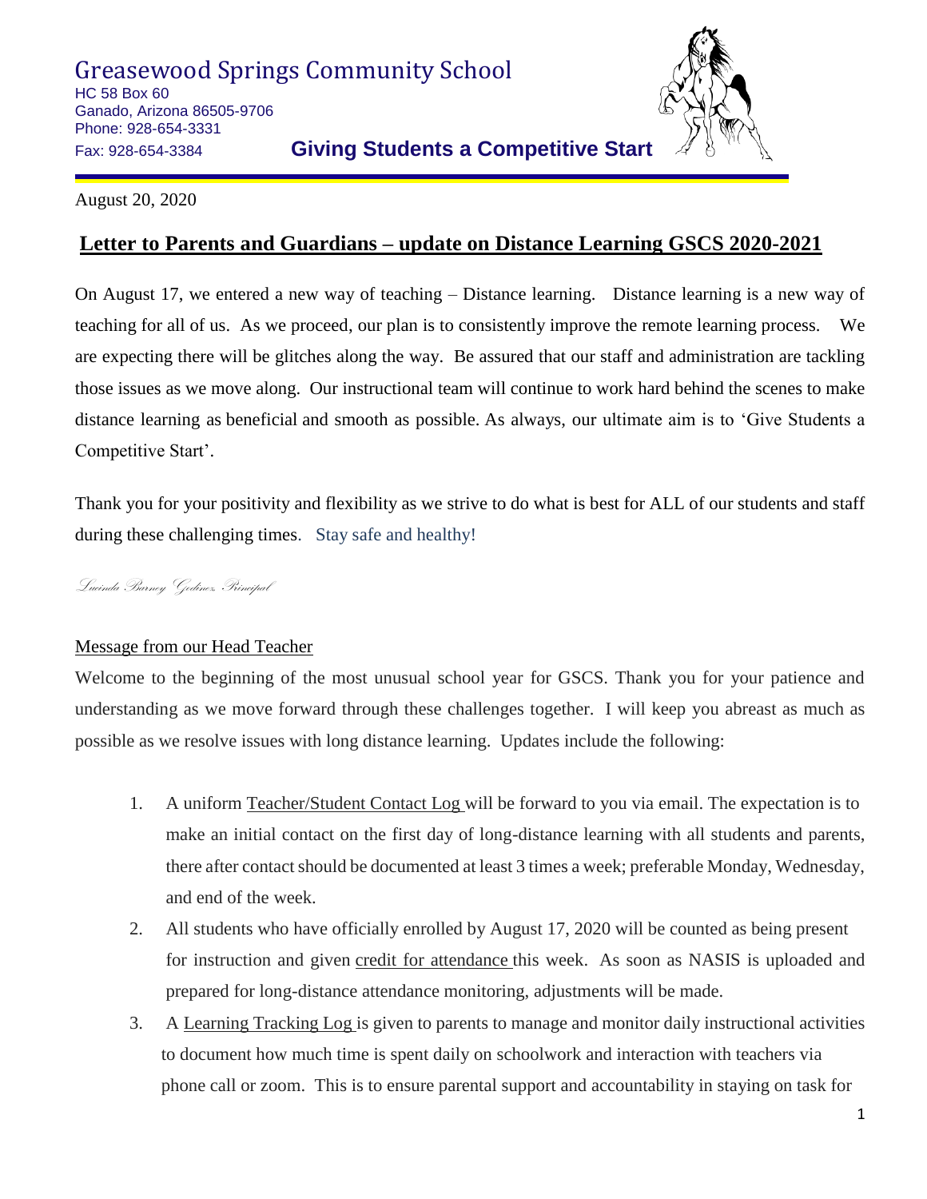# Greasewood Springs Community School

HC 58 Box 60
Ganado, Arizona 86505-9706
Phone: 928-654-3331
Fax: 928-654-3384

**Giving Students a Competitive Start**

August 20, 2020

## Letter to Parents and Guardians – update on Distance Learning GSCS 2020-2021

On August 17, we entered a new way of teaching – Distance learning. Distance learning is a new way of teaching for all of us. As we proceed, our plan is to consistently improve the remote learning process. We are expecting there will be glitches along the way. Be assured that our staff and administration are tackling those issues as we move along. Our instructional team will continue to work hard behind the scenes to make distance learning as beneficial and smooth as possible. As always, our ultimate aim is to 'Give Students a Competitive Start'.

Thank you for your positivity and flexibility as we strive to do what is best for ALL of our students and staff during these challenging times. Stay safe and healthy!

*Lucinda Barney Godinez, Principal*

### Message from our Head Teacher

Welcome to the beginning of the most unusual school year for GSCS. Thank you for your patience and understanding as we move forward through these challenges together. I will keep you abreast as much as possible as we resolve issues with long distance learning. Updates include the following:

1. A uniform Teacher/Student Contact Log will be forward to you via email. The expectation is to make an initial contact on the first day of long-distance learning with all students and parents, there after contact should be documented at least 3 times a week; preferable Monday, Wednesday, and end of the week.
2. All students who have officially enrolled by August 17, 2020 will be counted as being present for instruction and given credit for attendance this week. As soon as NASIS is uploaded and prepared for long-distance attendance monitoring, adjustments will be made.
3. A Learning Tracking Log is given to parents to manage and monitor daily instructional activities to document how much time is spent daily on schoolwork and interaction with teachers via phone call or zoom. This is to ensure parental support and accountability in staying on task for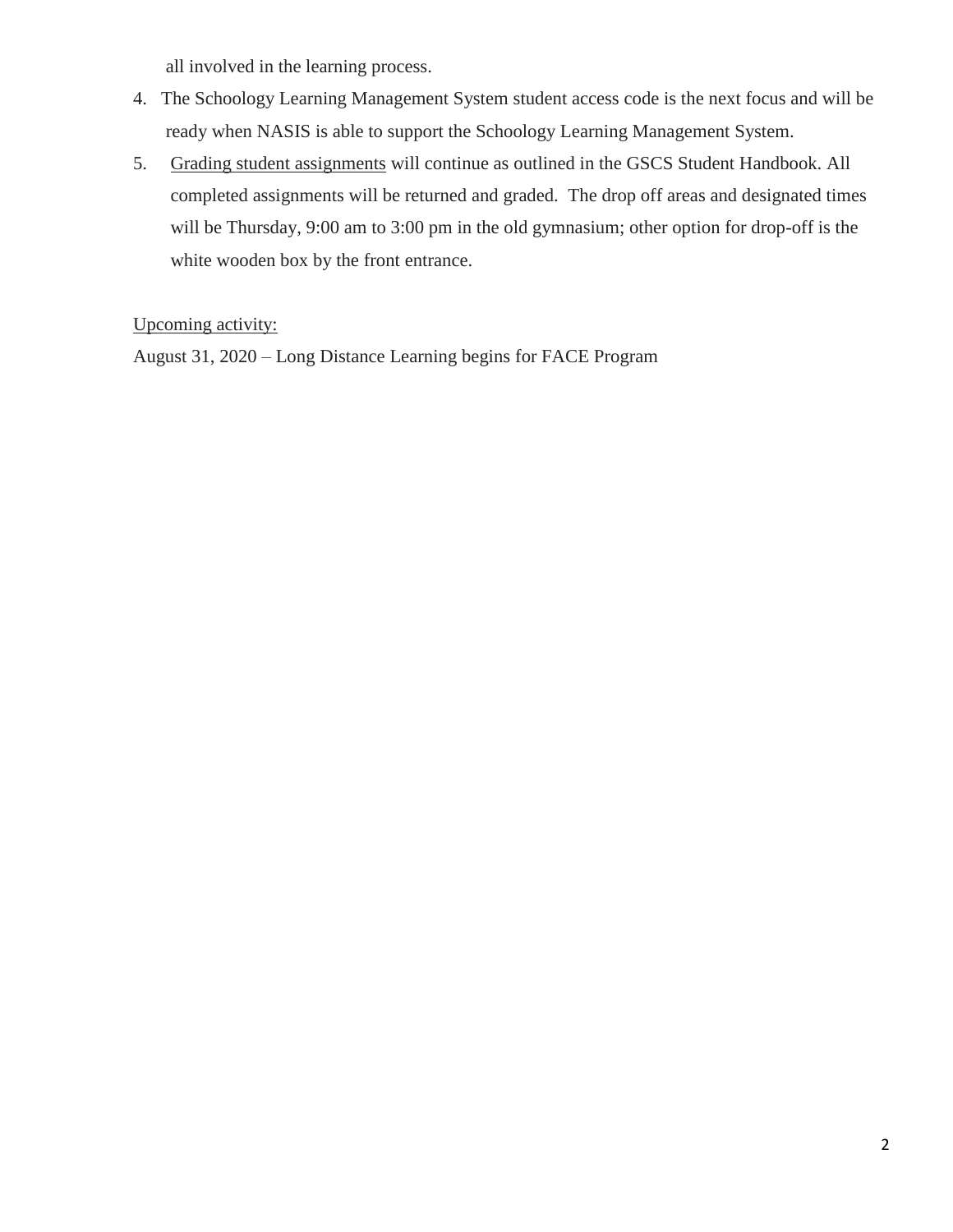all involved in the learning process.

4. The Schoology Learning Management System student access code is the next focus and will be ready when NASIS is able to support the Schoology Learning Management System.
5. Grading student assignments will continue as outlined in the GSCS Student Handbook. All completed assignments will be returned and graded. The drop off areas and designated times will be Thursday, 9:00 am to 3:00 pm in the old gymnasium; other option for drop-off is the white wooden box by the front entrance.

Upcoming activity:

August 31, 2020 – Long Distance Learning begins for FACE Program